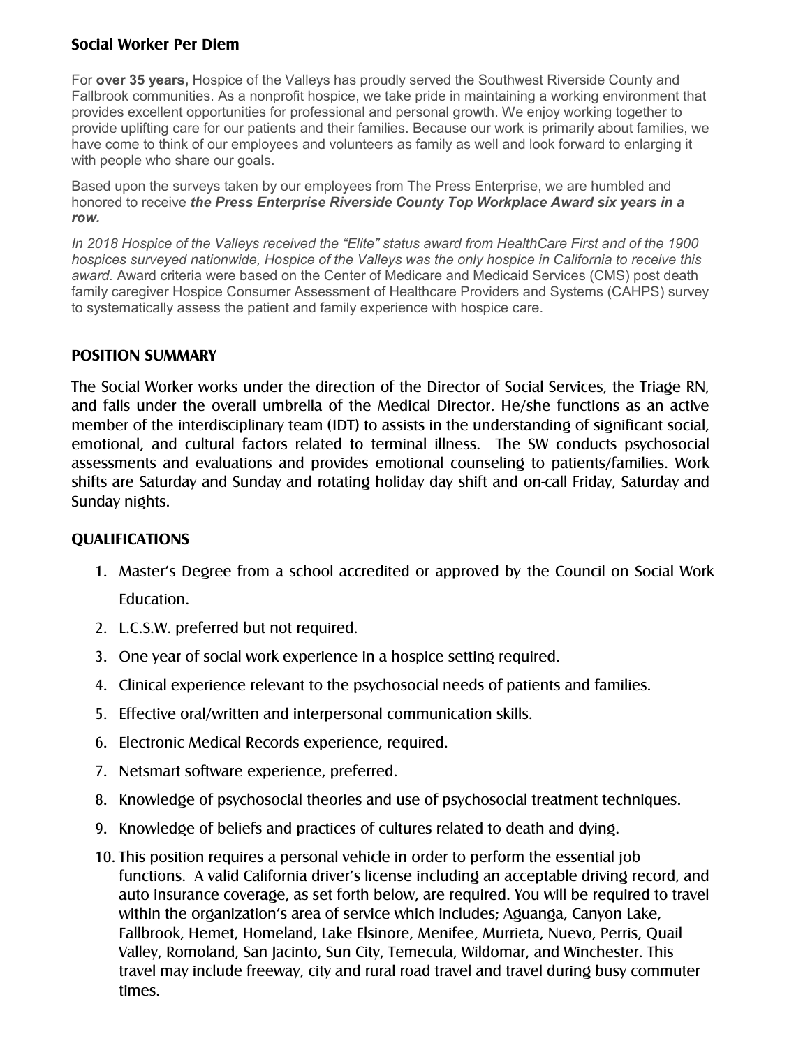## Social Worker Per Diem

For **over 35 years,** Hospice of the Valleys has proudly served the Southwest Riverside County and Fallbrook communities. As a nonprofit hospice, we take pride in maintaining a working environment that provides excellent opportunities for professional and personal growth. We enjoy working together to provide uplifting care for our patients and their families. Because our work is primarily about families, we have come to think of our employees and volunteers as family as well and look forward to enlarging it with people who share our goals.

Based upon the surveys taken by our employees from The Press Enterprise, we are humbled and honored to receive ***the Press Enterprise Riverside County Top Workplace Award six years in a row.***

*In 2018 Hospice of the Valleys received the "Elite" status award from HealthCare First and of the 1900 hospices surveyed nationwide, Hospice of the Valleys was the only hospice in California to receive this award.* Award criteria were based on the Center of Medicare and Medicaid Services (CMS) post death family caregiver Hospice Consumer Assessment of Healthcare Providers and Systems (CAHPS) survey to systematically assess the patient and family experience with hospice care.

### POSITION SUMMARY

The Social Worker works under the direction of the Director of Social Services, the Triage RN, and falls under the overall umbrella of the Medical Director. He/she functions as an active member of the interdisciplinary team (IDT) to assists in the understanding of significant social, emotional, and cultural factors related to terminal illness. The SW conducts psychosocial assessments and evaluations and provides emotional counseling to patients/families. Work shifts are Saturday and Sunday and rotating holiday day shift and on-call Friday, Saturday and Sunday nights.

### QUALIFICATIONS

1. Master's Degree from a school accredited or approved by the Council on Social Work Education.
2. L.C.S.W. preferred but not required.
3. One year of social work experience in a hospice setting required.
4. Clinical experience relevant to the psychosocial needs of patients and families.
5. Effective oral/written and interpersonal communication skills.
6. Electronic Medical Records experience, required.
7. Netsmart software experience, preferred.
8. Knowledge of psychosocial theories and use of psychosocial treatment techniques.
9. Knowledge of beliefs and practices of cultures related to death and dying.
10. This position requires a personal vehicle in order to perform the essential job functions. A valid California driver's license including an acceptable driving record, and auto insurance coverage, as set forth below, are required. You will be required to travel within the organization's area of service which includes; Aguanga, Canyon Lake, Fallbrook, Hemet, Homeland, Lake Elsinore, Menifee, Murrieta, Nuevo, Perris, Quail Valley, Romoland, San Jacinto, Sun City, Temecula, Wildomar, and Winchester. This travel may include freeway, city and rural road travel and travel during busy commuter times.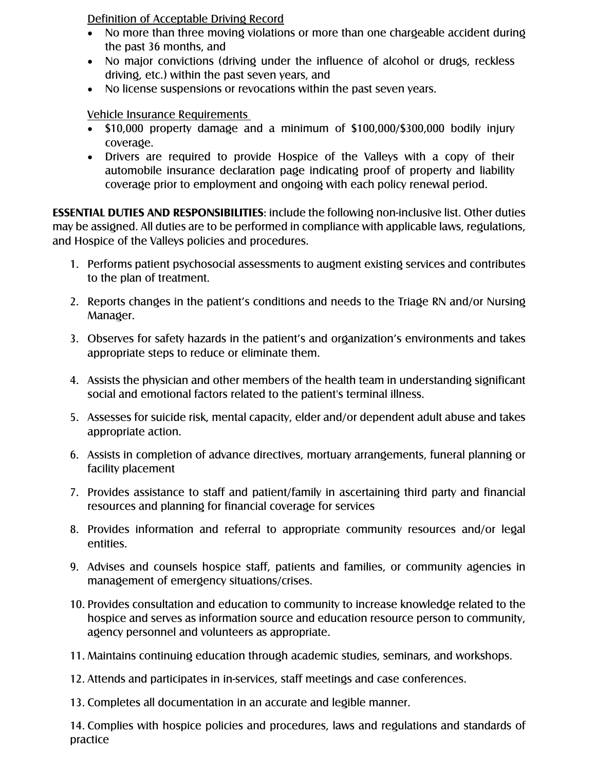Definition of Acceptable Driving Record

- No more than three moving violations or more than one chargeable accident during the past 36 months, and
- No major convictions (driving under the influence of alcohol or drugs, reckless driving, etc.) within the past seven years, and
- No license suspensions or revocations within the past seven years.

Vehicle Insurance Requirements

- $10,000 property damage and a minimum of $100,000/$300,000 bodily injury coverage.
- Drivers are required to provide Hospice of the Valleys with a copy of their automobile insurance declaration page indicating proof of property and liability coverage prior to employment and ongoing with each policy renewal period.

**ESSENTIAL DUTIES AND RESPONSIBILITIES**: include the following non-inclusive list. Other duties may be assigned. All duties are to be performed in compliance with applicable laws, regulations, and Hospice of the Valleys policies and procedures.

1. Performs patient psychosocial assessments to augment existing services and contributes to the plan of treatment.
2. Reports changes in the patient's conditions and needs to the Triage RN and/or Nursing Manager.
3. Observes for safety hazards in the patient's and organization's environments and takes appropriate steps to reduce or eliminate them.
4. Assists the physician and other members of the health team in understanding significant social and emotional factors related to the patient's terminal illness.
5. Assesses for suicide risk, mental capacity, elder and/or dependent adult abuse and takes appropriate action.
6. Assists in completion of advance directives, mortuary arrangements, funeral planning or facility placement
7. Provides assistance to staff and patient/family in ascertaining third party and financial resources and planning for financial coverage for services
8. Provides information and referral to appropriate community resources and/or legal entities.
9. Advises and counsels hospice staff, patients and families, or community agencies in management of emergency situations/crises.
10. Provides consultation and education to community to increase knowledge related to the hospice and serves as information source and education resource person to community, agency personnel and volunteers as appropriate.
11. Maintains continuing education through academic studies, seminars, and workshops.
12. Attends and participates in in-services, staff meetings and case conferences.
13. Completes all documentation in an accurate and legible manner.
14. Complies with hospice policies and procedures, laws and regulations and standards of practice